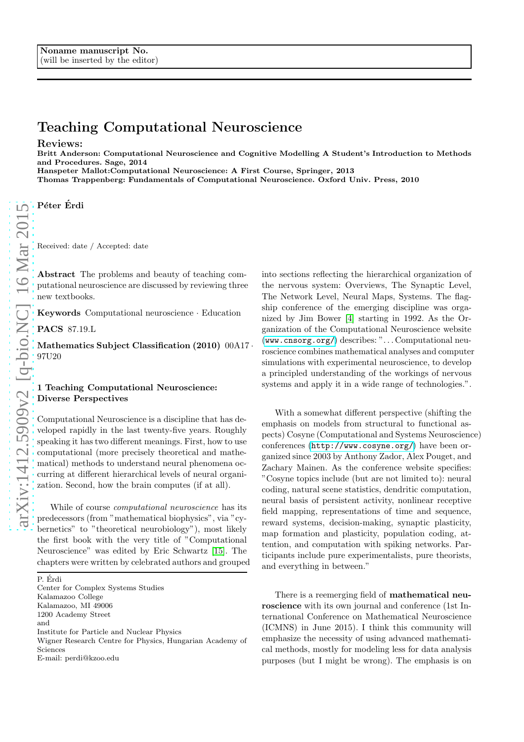Noname manuscript No.
(will be inserted by the editor)

# Teaching Computational Neuroscience

**Reviews:**
**Britt Anderson: Computational Neuroscience and Cognitive Modelling A Student's Introduction to Methods and Procedures. Sage, 2014**
**Hanspeter Mallot:Computational Neuroscience: A First Course, Springer, 2013**
**Thomas Trappenberg: Fundamentals of Computational Neuroscience. Oxford Univ. Press, 2010**

**Péter Érdi**

Received: date / Accepted: date

**Abstract** The problems and beauty of teaching computational neuroscience are discussed by reviewing three new textbooks.

**Keywords** Computational neuroscience · Education

**PACS** 87.19.L

**Mathematics Subject Classification (2010)** 00A17 · 97U20

## 1 Teaching Computational Neuroscience: Diverse Perspectives

Computational Neuroscience is a discipline that has developed rapidly in the last twenty-five years. Roughly speaking it has two different meanings. First, how to use computational (more precisely theoretical and mathematical) methods to understand neural phenomena occurring at different hierarchical levels of neural organization. Second, how the brain computes (if at all).

While of course *computational neuroscience* has its predecessors (from "mathematical biophysics", via "cybernetics" to "theoretical neurobiology"), most likely the first book with the very title of "Computational Neuroscience" was edited by Eric Schwartz [15]. The chapters were written by celebrated authors and grouped into sections reflecting the hierarchical organization of the nervous system: Overviews, The Synaptic Level, The Network Level, Neural Maps, Systems. The flagship conference of the emerging discipline was organized by Jim Bower [4] starting in 1992. As the Organization of the Computational Neuroscience website (www.cnsorg.org/) describes: "... Computational neuroscience combines mathematical analyses and computer simulations with experimental neuroscience, to develop a principled understanding of the workings of nervous systems and apply it in a wide range of technologies.".

With a somewhat different perspective (shifting the emphasis on models from structural to functional aspects) Cosyne (Computational and Systems Neuroscience) conferences (http://www.cosyne.org/) have been organized since 2003 by Anthony Zador, Alex Pouget, and Zachary Mainen. As the conference website specifies: "Cosyne topics include (but are not limited to): neural coding, natural scene statistics, dendritic computation, neural basis of persistent activity, nonlinear receptive field mapping, representations of time and sequence, reward systems, decision-making, synaptic plasticity, map formation and plasticity, population coding, attention, and computation with spiking networks. Participants include pure experimentalists, pure theorists, and everything in between."

There is a reemerging field of **mathematical neuroscience** with its own journal and conference (1st International Conference on Mathematical Neuroscience (ICMNS) in June 2015). I think this community will emphasize the necessity of using advanced mathematical methods, mostly for modeling less for data analysis purposes (but I might be wrong). The emphasis is on

P. Érdi
Center for Complex Systems Studies
Kalamazoo College
Kalamazoo, MI 49006
1200 Academy Street
and
Institute for Particle and Nuclear Physics
Wigner Research Centre for Physics, Hungarian Academy of Sciences
E-mail: perdi@kzoo.edu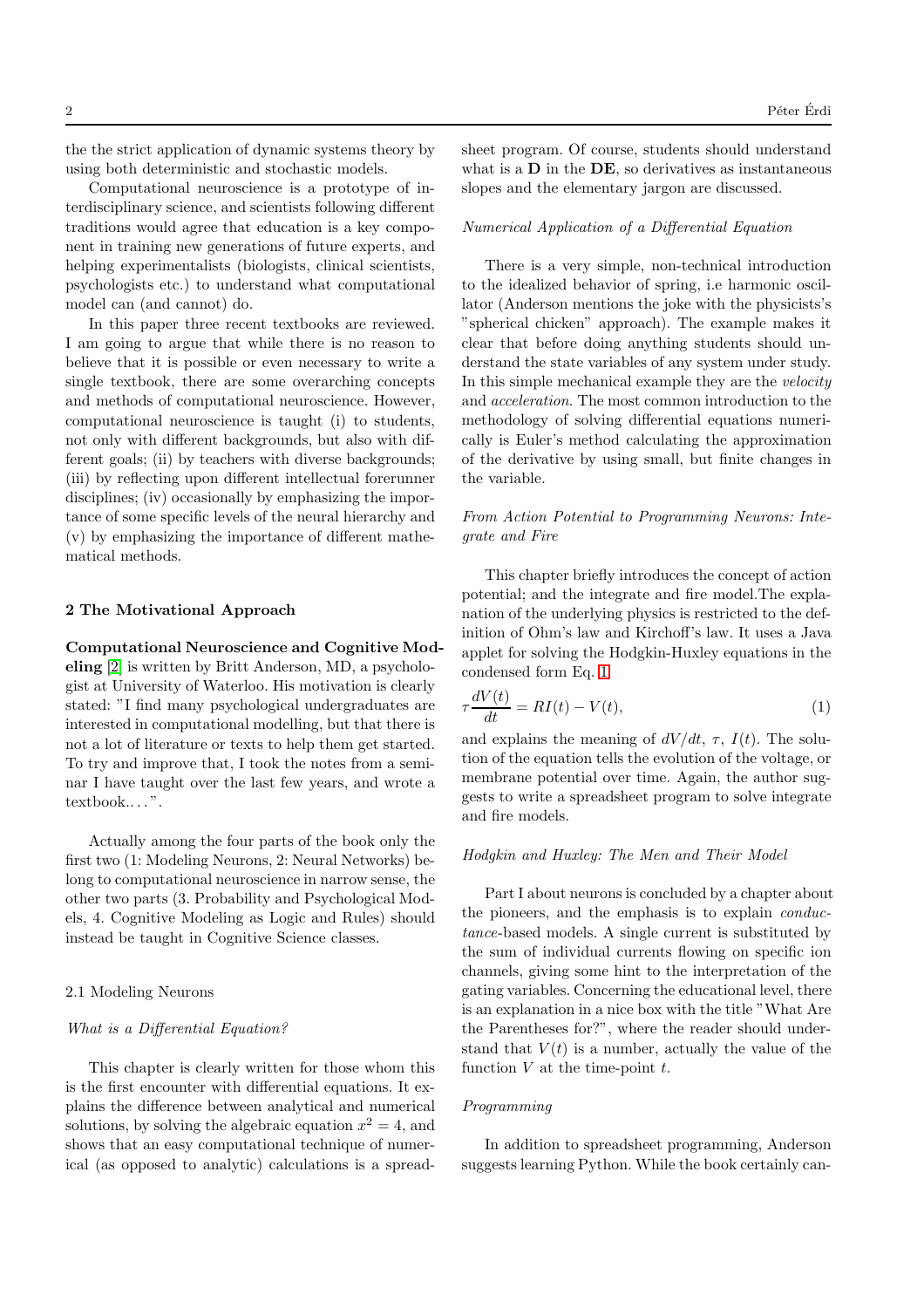the the strict application of dynamic systems theory by using both deterministic and stochastic models.

Computational neuroscience is a prototype of interdisciplinary science, and scientists following different traditions would agree that education is a key component in training new generations of future experts, and helping experimentalists (biologists, clinical scientists, psychologists etc.) to understand what computational model can (and cannot) do.

In this paper three recent textbooks are reviewed. I am going to argue that while there is no reason to believe that it is possible or even necessary to write a single textbook, there are some overarching concepts and methods of computational neuroscience. However, computational neuroscience is taught (i) to students, not only with different backgrounds, but also with different goals; (ii) by teachers with diverse backgrounds; (iii) by reflecting upon different intellectual forerunner disciplines; (iv) occasionally by emphasizing the importance of some specific levels of the neural hierarchy and (v) by emphasizing the importance of different mathematical methods.

## 2 The Motivational Approach

**Computational Neuroscience and Cognitive Modeling** [2] is written by Britt Anderson, MD, a psychologist at University of Waterloo. His motivation is clearly stated: "I find many psychological undergraduates are interested in computational modelling, but that there is not a lot of literature or texts to help them get started. To try and improve that, I took the notes from a seminar I have taught over the last few years, and wrote a textbook.. . . ".

Actually among the four parts of the book only the first two (1: Modeling Neurons, 2: Neural Networks) belong to computational neuroscience in narrow sense, the other two parts (3. Probability and Psychological Models, 4. Cognitive Modeling as Logic and Rules) should instead be taught in Cognitive Science classes.

### 2.1 Modeling Neurons

*What is a Differential Equation?*

This chapter is clearly written for those whom this is the first encounter with differential equations. It explains the difference between analytical and numerical solutions, by solving the algebraic equation $x^2 = 4$, and shows that an easy computational technique of numerical (as opposed to analytic) calculations is a spreadsheet program. Of course, students should understand what is a **D** in the **DE**, so derivatives as instantaneous slopes and the elementary jargon are discussed.

*Numerical Application of a Differential Equation*

There is a very simple, non-technical introduction to the idealized behavior of spring, i.e harmonic oscillator (Anderson mentions the joke with the physicists's "spherical chicken" approach). The example makes it clear that before doing anything students should understand the state variables of any system under study. In this simple mechanical example they are the *velocity* and *acceleration*. The most common introduction to the methodology of solving differential equations numerically is Euler's method calculating the approximation of the derivative by using small, but finite changes in the variable.

*From Action Potential to Programming Neurons: Integrate and Fire*

This chapter briefly introduces the concept of action potential; and the integrate and fire model.The explanation of the underlying physics is restricted to the definition of Ohm's law and Kirchoff's law. It uses a Java applet for solving the Hodgkin-Huxley equations in the condensed form Eq. 1

$$\tau \frac{dV(t)}{dt} = RI(t) - V(t), \tag{1}$$

and explains the meaning of $dV/dt$, $\tau$, $I(t)$. The solution of the equation tells the evolution of the voltage, or membrane potential over time. Again, the author suggests to write a spreadsheet program to solve integrate and fire models.

*Hodgkin and Huxley: The Men and Their Model*

Part I about neurons is concluded by a chapter about the pioneers, and the emphasis is to explain *conductance*-based models. A single current is substituted by the sum of individual currents flowing on specific ion channels, giving some hint to the interpretation of the gating variables. Concerning the educational level, there is an explanation in a nice box with the title "What Are the Parentheses for?", where the reader should understand that $V(t)$ is a number, actually the value of the function $V$ at the time-point $t$.

*Programming*

In addition to spreadsheet programming, Anderson suggests learning Python. While the book certainly can-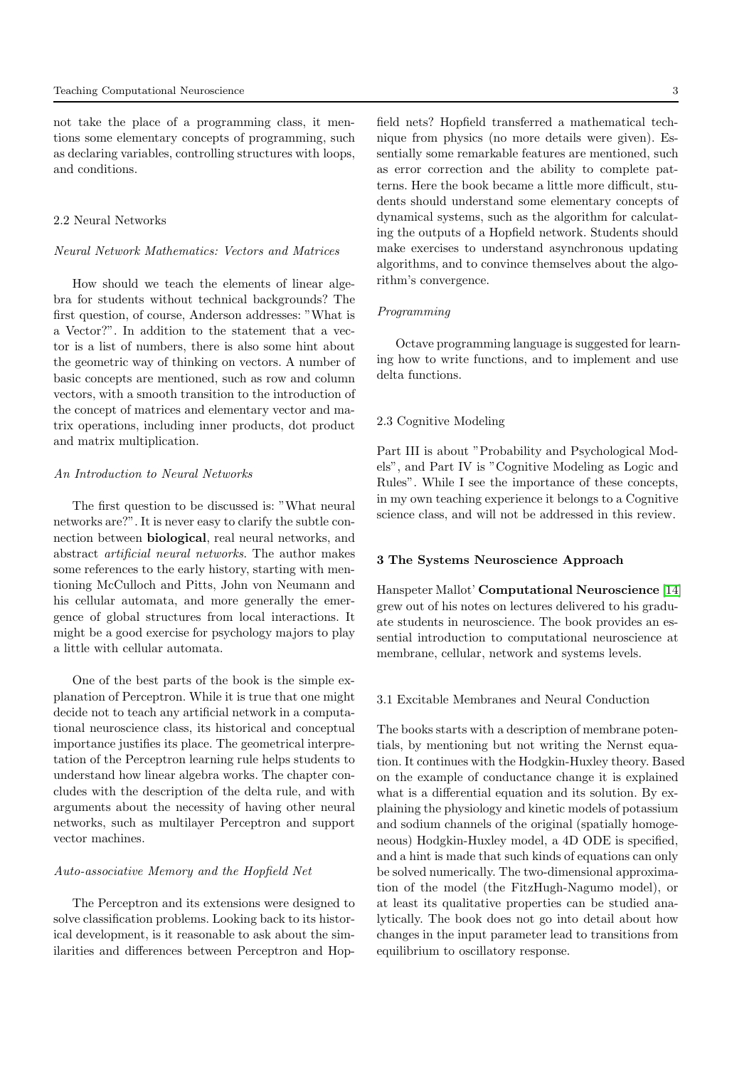not take the place of a programming class, it mentions some elementary concepts of programming, such as declaring variables, controlling structures with loops, and conditions.

### 2.2 Neural Networks

*Neural Network Mathematics: Vectors and Matrices*

How should we teach the elements of linear algebra for students without technical backgrounds? The first question, of course, Anderson addresses: "What is a Vector?". In addition to the statement that a vector is a list of numbers, there is also some hint about the geometric way of thinking on vectors. A number of basic concepts are mentioned, such as row and column vectors, with a smooth transition to the introduction of the concept of matrices and elementary vector and matrix operations, including inner products, dot product and matrix multiplication.

*An Introduction to Neural Networks*

The first question to be discussed is: "What neural networks are?". It is never easy to clarify the subtle connection between **biological**, real neural networks, and abstract *artificial neural networks*. The author makes some references to the early history, starting with mentioning McCulloch and Pitts, John von Neumann and his cellular automata, and more generally the emergence of global structures from local interactions. It might be a good exercise for psychology majors to play a little with cellular automata.

One of the best parts of the book is the simple explanation of Perceptron. While it is true that one might decide not to teach any artificial network in a computational neuroscience class, its historical and conceptual importance justifies its place. The geometrical interpretation of the Perceptron learning rule helps students to understand how linear algebra works. The chapter concludes with the description of the delta rule, and with arguments about the necessity of having other neural networks, such as multilayer Perceptron and support vector machines.

*Auto-associative Memory and the Hopfield Net*

The Perceptron and its extensions were designed to solve classification problems. Looking back to its historical development, is it reasonable to ask about the similarities and differences between Perceptron and Hopfield nets? Hopfield transferred a mathematical technique from physics (no more details were given). Essentially some remarkable features are mentioned, such as error correction and the ability to complete patterns. Here the book became a little more difficult, students should understand some elementary concepts of dynamical systems, such as the algorithm for calculating the outputs of a Hopfield network. Students should make exercises to understand asynchronous updating algorithms, and to convince themselves about the algorithm's convergence.

*Programming*

Octave programming language is suggested for learning how to write functions, and to implement and use delta functions.

### 2.3 Cognitive Modeling

Part III is about "Probability and Psychological Models", and Part IV is "Cognitive Modeling as Logic and Rules". While I see the importance of these concepts, in my own teaching experience it belongs to a Cognitive science class, and will not be addressed in this review.

## 3 The Systems Neuroscience Approach

Hanspeter Mallot' **Computational Neuroscience** [14] grew out of his notes on lectures delivered to his graduate students in neuroscience. The book provides an essential introduction to computational neuroscience at membrane, cellular, network and systems levels.

### 3.1 Excitable Membranes and Neural Conduction

The books starts with a description of membrane potentials, by mentioning but not writing the Nernst equation. It continues with the Hodgkin-Huxley theory. Based on the example of conductance change it is explained what is a differential equation and its solution. By explaining the physiology and kinetic models of potassium and sodium channels of the original (spatially homogeneous) Hodgkin-Huxley model, a 4D ODE is specified, and a hint is made that such kinds of equations can only be solved numerically. The two-dimensional approximation of the model (the FitzHugh-Nagumo model), or at least its qualitative properties can be studied analytically. The book does not go into detail about how changes in the input parameter lead to transitions from equilibrium to oscillatory response.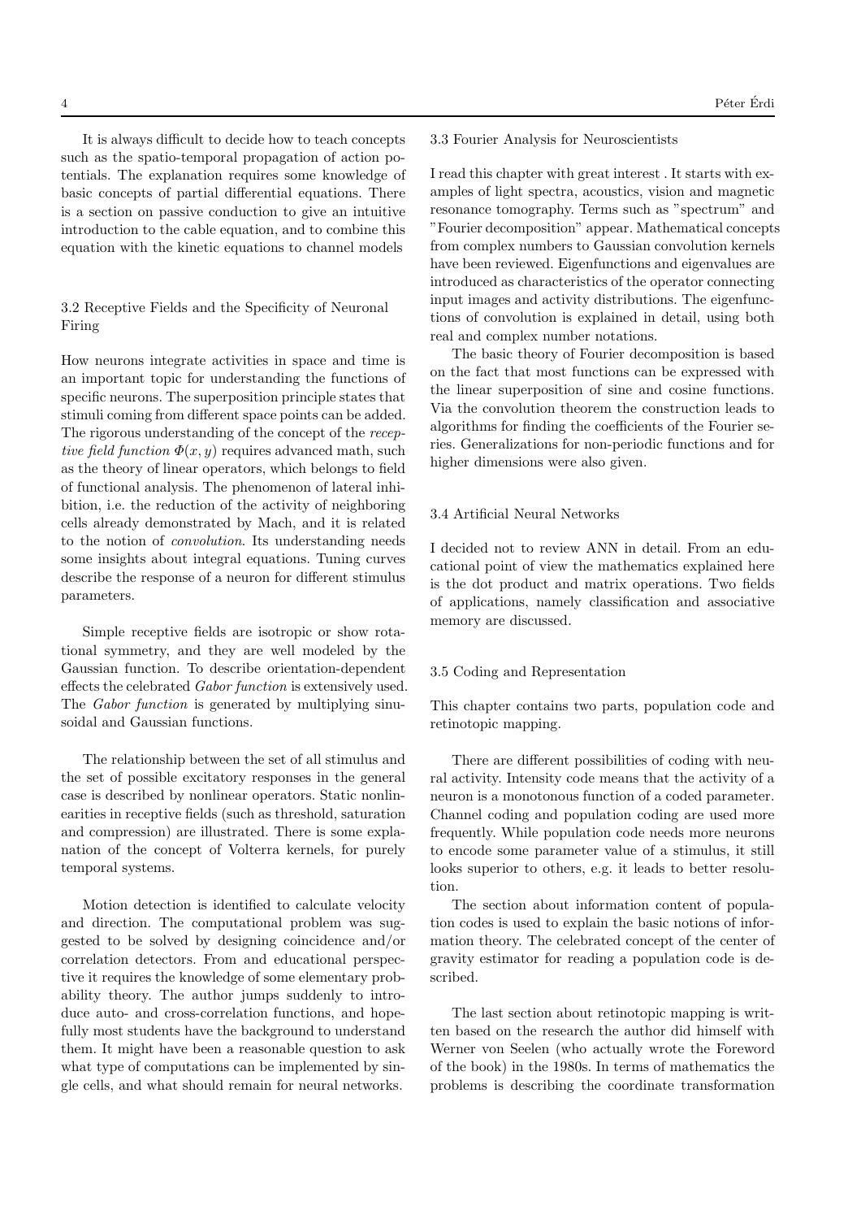It is always difficult to decide how to teach concepts such as the spatio-temporal propagation of action potentials. The explanation requires some knowledge of basic concepts of partial differential equations. There is a section on passive conduction to give an intuitive introduction to the cable equation, and to combine this equation with the kinetic equations to channel models

### 3.2 Receptive Fields and the Specificity of Neuronal Firing

How neurons integrate activities in space and time is an important topic for understanding the functions of specific neurons. The superposition principle states that stimuli coming from different space points can be added. The rigorous understanding of the concept of the *receptive field function* $\Phi(x, y)$ requires advanced math, such as the theory of linear operators, which belongs to field of functional analysis. The phenomenon of lateral inhibition, i.e. the reduction of the activity of neighboring cells already demonstrated by Mach, and it is related to the notion of *convolution*. Its understanding needs some insights about integral equations. Tuning curves describe the response of a neuron for different stimulus parameters.

Simple receptive fields are isotropic or show rotational symmetry, and they are well modeled by the Gaussian function. To describe orientation-dependent effects the celebrated *Gabor function* is extensively used. The *Gabor function* is generated by multiplying sinusoidal and Gaussian functions.

The relationship between the set of all stimulus and the set of possible excitatory responses in the general case is described by nonlinear operators. Static nonlinearities in receptive fields (such as threshold, saturation and compression) are illustrated. There is some explanation of the concept of Volterra kernels, for purely temporal systems.

Motion detection is identified to calculate velocity and direction. The computational problem was suggested to be solved by designing coincidence and/or correlation detectors. From and educational perspective it requires the knowledge of some elementary probability theory. The author jumps suddenly to introduce auto- and cross-correlation functions, and hopefully most students have the background to understand them. It might have been a reasonable question to ask what type of computations can be implemented by single cells, and what should remain for neural networks.

### 3.3 Fourier Analysis for Neuroscientists

I read this chapter with great interest . It starts with examples of light spectra, acoustics, vision and magnetic resonance tomography. Terms such as "spectrum" and "Fourier decomposition" appear. Mathematical concepts from complex numbers to Gaussian convolution kernels have been reviewed. Eigenfunctions and eigenvalues are introduced as characteristics of the operator connecting input images and activity distributions. The eigenfunctions of convolution is explained in detail, using both real and complex number notations.

The basic theory of Fourier decomposition is based on the fact that most functions can be expressed with the linear superposition of sine and cosine functions. Via the convolution theorem the construction leads to algorithms for finding the coefficients of the Fourier series. Generalizations for non-periodic functions and for higher dimensions were also given.

### 3.4 Artificial Neural Networks

I decided not to review ANN in detail. From an educational point of view the mathematics explained here is the dot product and matrix operations. Two fields of applications, namely classification and associative memory are discussed.

### 3.5 Coding and Representation

This chapter contains two parts, population code and retinotopic mapping.

There are different possibilities of coding with neural activity. Intensity code means that the activity of a neuron is a monotonous function of a coded parameter. Channel coding and population coding are used more frequently. While population code needs more neurons to encode some parameter value of a stimulus, it still looks superior to others, e.g. it leads to better resolution.

The section about information content of population codes is used to explain the basic notions of information theory. The celebrated concept of the center of gravity estimator for reading a population code is described.

The last section about retinotopic mapping is written based on the research the author did himself with Werner von Seelen (who actually wrote the Foreword of the book) in the 1980s. In terms of mathematics the problems is describing the coordinate transformation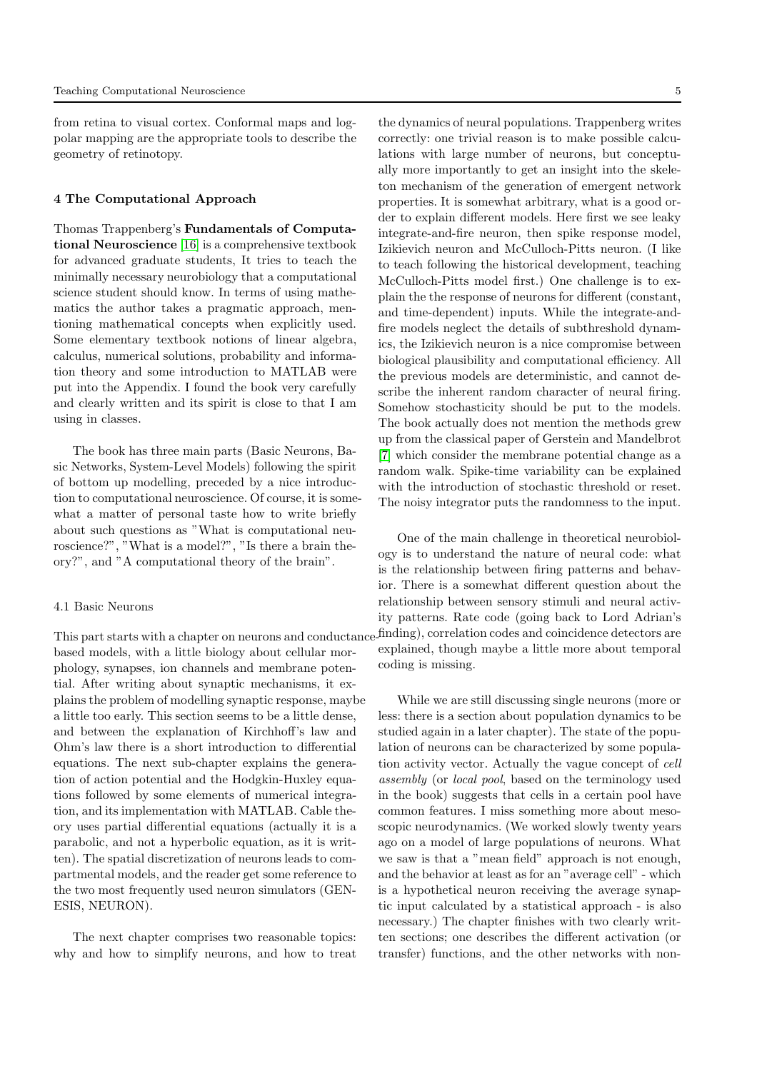from retina to visual cortex. Conformal maps and log-polar mapping are the appropriate tools to describe the geometry of retinotopy.

## 4 The Computational Approach

Thomas Trappenberg's **Fundamentals of Computational Neuroscience** [16] is a comprehensive textbook for advanced graduate students, It tries to teach the minimally necessary neurobiology that a computational science student should know. In terms of using mathematics the author takes a pragmatic approach, mentioning mathematical concepts when explicitly used. Some elementary textbook notions of linear algebra, calculus, numerical solutions, probability and information theory and some introduction to MATLAB were put into the Appendix. I found the book very carefully and clearly written and its spirit is close to that I am using in classes.

The book has three main parts (Basic Neurons, Basic Networks, System-Level Models) following the spirit of bottom up modelling, preceded by a nice introduction to computational neuroscience. Of course, it is somewhat a matter of personal taste how to write briefly about such questions as "What is computational neuroscience?", "What is a model?", "Is there a brain theory?", and "A computational theory of the brain".

### 4.1 Basic Neurons

This part starts with a chapter on neurons and conductance-based models, with a little biology about cellular morphology, synapses, ion channels and membrane potential. After writing about synaptic mechanisms, it explains the problem of modelling synaptic response, maybe a little too early. This section seems to be a little dense, and between the explanation of Kirchhoff's law and Ohm's law there is a short introduction to differential equations. The next sub-chapter explains the generation of action potential and the Hodgkin-Huxley equations followed by some elements of numerical integration, and its implementation with MATLAB. Cable theory uses partial differential equations (actually it is a parabolic, and not a hyperbolic equation, as it is written). The spatial discretization of neurons leads to compartmental models, and the reader get some reference to the two most frequently used neuron simulators (GENESIS, NEURON).

The next chapter comprises two reasonable topics: why and how to simplify neurons, and how to treat the dynamics of neural populations. Trappenberg writes correctly: one trivial reason is to make possible calculations with large number of neurons, but conceptually more importantly to get an insight into the skeleton mechanism of the generation of emergent network properties. It is somewhat arbitrary, what is a good order to explain different models. Here first we see leaky integrate-and-fire neuron, then spike response model, Izikievich neuron and McCulloch-Pitts neuron. (I like to teach following the historical development, teaching McCulloch-Pitts model first.) One challenge is to explain the the response of neurons for different (constant, and time-dependent) inputs. While the integrate-and-fire models neglect the details of subthreshold dynamics, the Izikievich neuron is a nice compromise between biological plausibility and computational efficiency. All the previous models are deterministic, and cannot describe the inherent random character of neural firing. Somehow stochasticity should be put to the models. The book actually does not mention the methods grew up from the classical paper of Gerstein and Mandelbrot [7] which consider the membrane potential change as a random walk. Spike-time variability can be explained with the introduction of stochastic threshold or reset. The noisy integrator puts the randomness to the input.

One of the main challenge in theoretical neurobiology is to understand the nature of neural code: what is the relationship between firing patterns and behavior. There is a somewhat different question about the relationship between sensory stimuli and neural activity patterns. Rate code (going back to Lord Adrian's finding), correlation codes and coincidence detectors are explained, though maybe a little more about temporal coding is missing.

While we are still discussing single neurons (more or less: there is a section about population dynamics to be studied again in a later chapter). The state of the population of neurons can be characterized by some population activity vector. Actually the vague concept of *cell assembly* (or *local pool*, based on the terminology used in the book) suggests that cells in a certain pool have common features. I miss something more about mesoscopic neurodynamics. (We worked slowly twenty years ago on a model of large populations of neurons. What we saw is that a "mean field" approach is not enough, and the behavior at least as for an "average cell" - which is a hypothetical neuron receiving the average synaptic input calculated by a statistical approach - is also necessary.) The chapter finishes with two clearly written sections; one describes the different activation (or transfer) functions, and the other networks with non-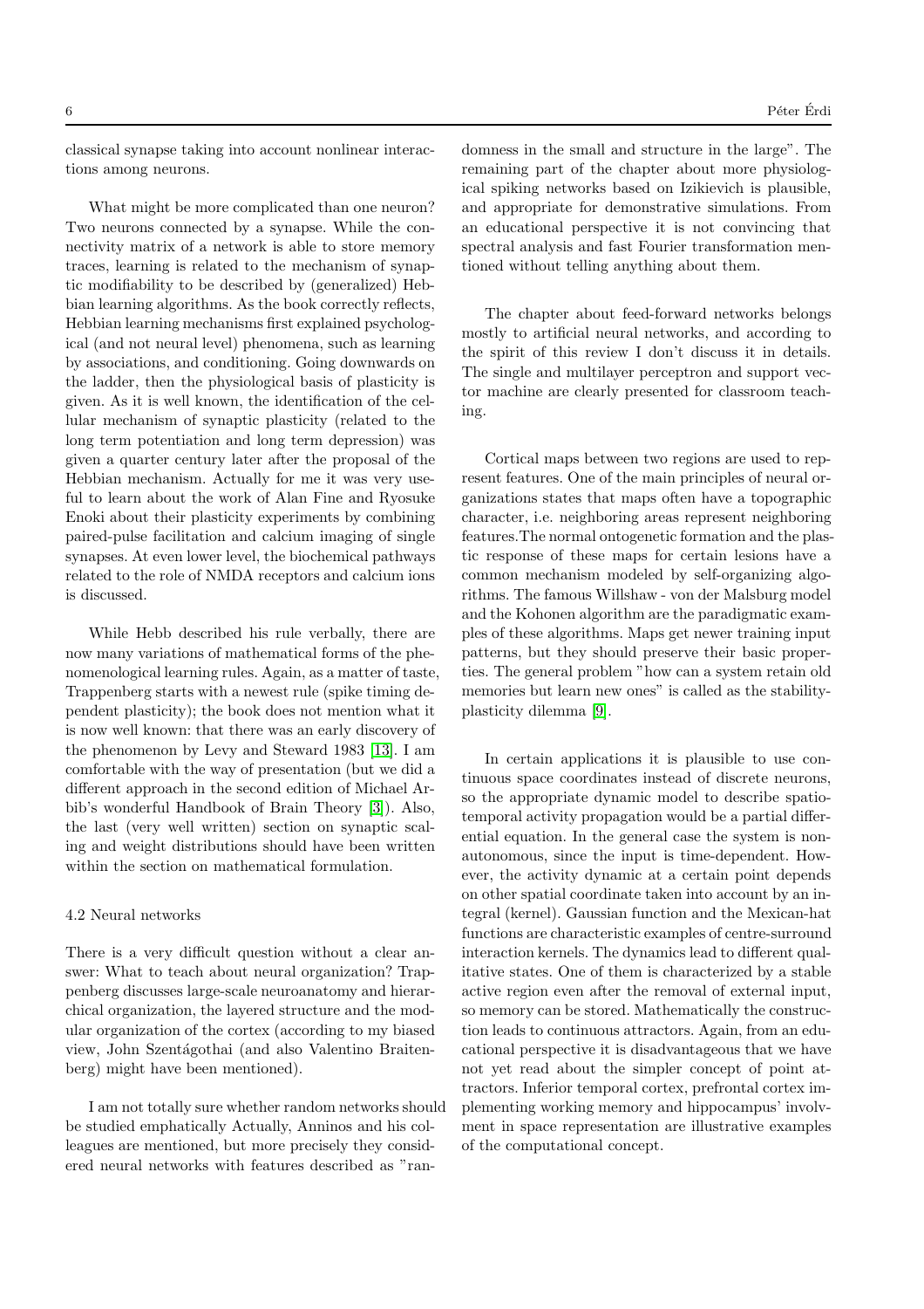classical synapse taking into account nonlinear interactions among neurons.

What might be more complicated than one neuron? Two neurons connected by a synapse. While the connectivity matrix of a network is able to store memory traces, learning is related to the mechanism of synaptic modifiability to be described by (generalized) Hebbian learning algorithms. As the book correctly reflects, Hebbian learning mechanisms first explained psychological (and not neural level) phenomena, such as learning by associations, and conditioning. Going downwards on the ladder, then the physiological basis of plasticity is given. As it is well known, the identification of the cellular mechanism of synaptic plasticity (related to the long term potentiation and long term depression) was given a quarter century later after the proposal of the Hebbian mechanism. Actually for me it was very useful to learn about the work of Alan Fine and Ryosuke Enoki about their plasticity experiments by combining paired-pulse facilitation and calcium imaging of single synapses. At even lower level, the biochemical pathways related to the role of NMDA receptors and calcium ions is discussed.

While Hebb described his rule verbally, there are now many variations of mathematical forms of the phenomenological learning rules. Again, as a matter of taste, Trappenberg starts with a newest rule (spike timing dependent plasticity); the book does not mention what it is now well known: that there was an early discovery of the phenomenon by Levy and Steward 1983 [13]. I am comfortable with the way of presentation (but we did a different approach in the second edition of Michael Arbib's wonderful Handbook of Brain Theory [3]). Also, the last (very well written) section on synaptic scaling and weight distributions should have been written within the section on mathematical formulation.

4.2 Neural networks

There is a very difficult question without a clear answer: What to teach about neural organization? Trappenberg discusses large-scale neuroanatomy and hierarchical organization, the layered structure and the modular organization of the cortex (according to my biased view, John Szentágothai (and also Valentino Braitenberg) might have been mentioned).

I am not totally sure whether random networks should be studied emphatically Actually, Anninos and his colleagues are mentioned, but more precisely they considered neural networks with features described as "randomness in the small and structure in the large". The remaining part of the chapter about more physiological spiking networks based on Izikievich is plausible, and appropriate for demonstrative simulations. From an educational perspective it is not convincing that spectral analysis and fast Fourier transformation mentioned without telling anything about them.

The chapter about feed-forward networks belongs mostly to artificial neural networks, and according to the spirit of this review I don't discuss it in details. The single and multilayer perceptron and support vector machine are clearly presented for classroom teaching.

Cortical maps between two regions are used to represent features. One of the main principles of neural organizations states that maps often have a topographic character, i.e. neighboring areas represent neighboring features.The normal ontogenetic formation and the plastic response of these maps for certain lesions have a common mechanism modeled by self-organizing algorithms. The famous Willshaw - von der Malsburg model and the Kohonen algorithm are the paradigmatic examples of these algorithms. Maps get newer training input patterns, but they should preserve their basic properties. The general problem "how can a system retain old memories but learn new ones" is called as the stability-plasticity dilemma [9].

In certain applications it is plausible to use continuous space coordinates instead of discrete neurons, so the appropriate dynamic model to describe spatio-temporal activity propagation would be a partial differential equation. In the general case the system is nonautonomous, since the input is time-dependent. However, the activity dynamic at a certain point depends on other spatial coordinate taken into account by an integral (kernel). Gaussian function and the Mexican-hat functions are characteristic examples of centre-surround interaction kernels. The dynamics lead to different qualitative states. One of them is characterized by a stable active region even after the removal of external input, so memory can be stored. Mathematically the construction leads to continuous attractors. Again, from an educational perspective it is disadvantageous that we have not yet read about the simpler concept of point attractors. Inferior temporal cortex, prefrontal cortex implementing working memory and hippocampus' involvment in space representation are illustrative examples of the computational concept.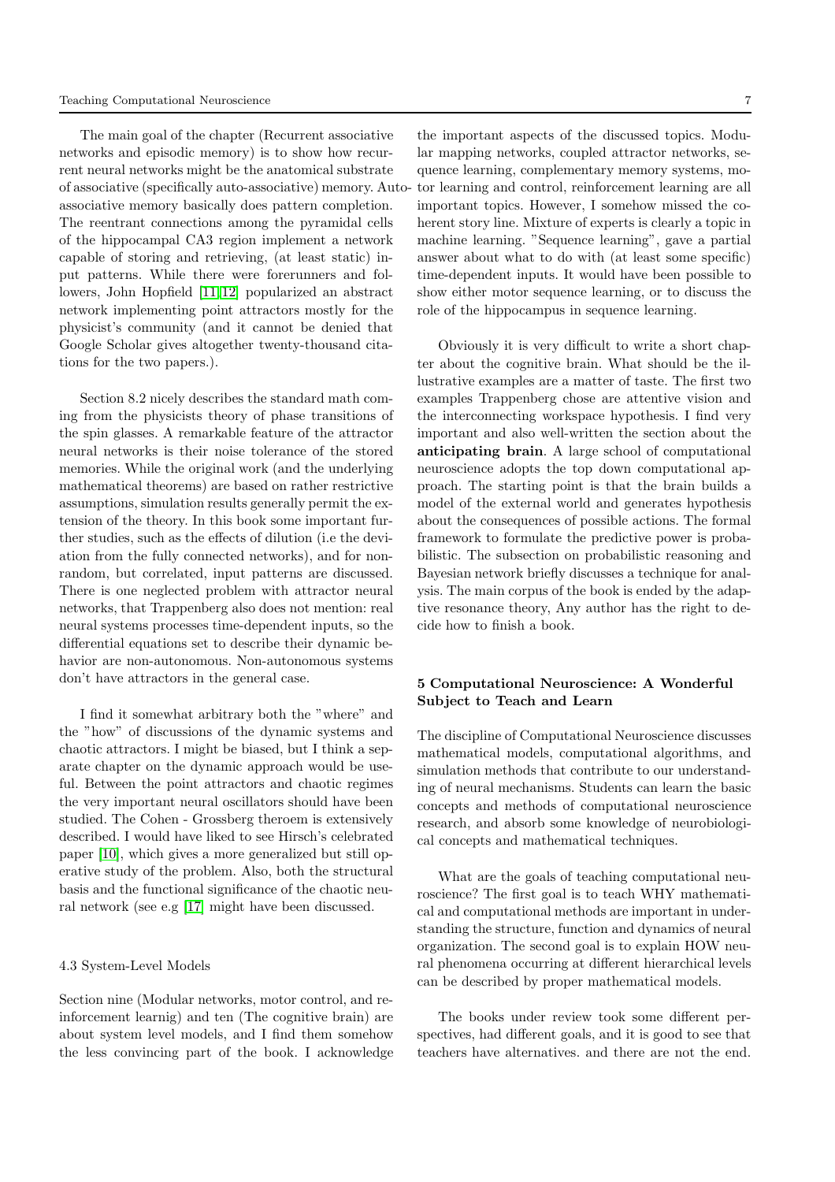The main goal of the chapter (Recurrent associative networks and episodic memory) is to show how recurrent neural networks might be the anatomical substrate of associative (specifically auto-associative) memory. Auto-associative memory basically does pattern completion. The reentrant connections among the pyramidal cells of the hippocampal CA3 region implement a network capable of storing and retrieving, (at least static) input patterns. While there were forerunners and followers, John Hopfield [11][12] popularized an abstract network implementing point attractors mostly for the physicist's community (and it cannot be denied that Google Scholar gives altogether twenty-thousand citations for the two papers.).

Section 8.2 nicely describes the standard math coming from the physicists theory of phase transitions of the spin glasses. A remarkable feature of the attractor neural networks is their noise tolerance of the stored memories. While the original work (and the underlying mathematical theorems) are based on rather restrictive assumptions, simulation results generally permit the extension of the theory. In this book some important further studies, such as the effects of dilution (i.e the deviation from the fully connected networks), and for non-random, but correlated, input patterns are discussed. There is one neglected problem with attractor neural networks, that Trappenberg also does not mention: real neural systems processes time-dependent inputs, so the differential equations set to describe their dynamic behavior are non-autonomous. Non-autonomous systems don't have attractors in the general case.

I find it somewhat arbitrary both the "where" and the "how" of discussions of the dynamic systems and chaotic attractors. I might be biased, but I think a separate chapter on the dynamic approach would be useful. Between the point attractors and chaotic regimes the very important neural oscillators should have been studied. The Cohen - Grossberg theroem is extensively described. I would have liked to see Hirsch's celebrated paper [10], which gives a more generalized but still operative study of the problem. Also, both the structural basis and the functional significance of the chaotic neural network (see e.g [17] might have been discussed.

### 4.3 System-Level Models

Section nine (Modular networks, motor control, and reinforcement learnig) and ten (The cognitive brain) are about system level models, and I find them somehow the less convincing part of the book. I acknowledge the important aspects of the discussed topics. Modular mapping networks, coupled attractor networks, sequence learning, complementary memory systems, motor learning and control, reinforcement learning are all important topics. However, I somehow missed the coherent story line. Mixture of experts is clearly a topic in machine learning. "Sequence learning", gave a partial answer about what to do with (at least some specific) time-dependent inputs. It would have been possible to show either motor sequence learning, or to discuss the role of the hippocampus in sequence learning.

Obviously it is very difficult to write a short chapter about the cognitive brain. What should be the illustrative examples are a matter of taste. The first two examples Trappenberg chose are attentive vision and the interconnecting workspace hypothesis. I find very important and also well-written the section about the **anticipating brain**. A large school of computational neuroscience adopts the top down computational approach. The starting point is that the brain builds a model of the external world and generates hypothesis about the consequences of possible actions. The formal framework to formulate the predictive power is probabilistic. The subsection on probabilistic reasoning and Bayesian network briefly discusses a technique for analysis. The main corpus of the book is ended by the adaptive resonance theory, Any author has the right to decide how to finish a book.

## 5 Computational Neuroscience: A Wonderful Subject to Teach and Learn

The discipline of Computational Neuroscience discusses mathematical models, computational algorithms, and simulation methods that contribute to our understanding of neural mechanisms. Students can learn the basic concepts and methods of computational neuroscience research, and absorb some knowledge of neurobiological concepts and mathematical techniques.

What are the goals of teaching computational neuroscience? The first goal is to teach WHY mathematical and computational methods are important in understanding the structure, function and dynamics of neural organization. The second goal is to explain HOW neural phenomena occurring at different hierarchical levels can be described by proper mathematical models.

The books under review took some different perspectives, had different goals, and it is good to see that teachers have alternatives. and there are not the end.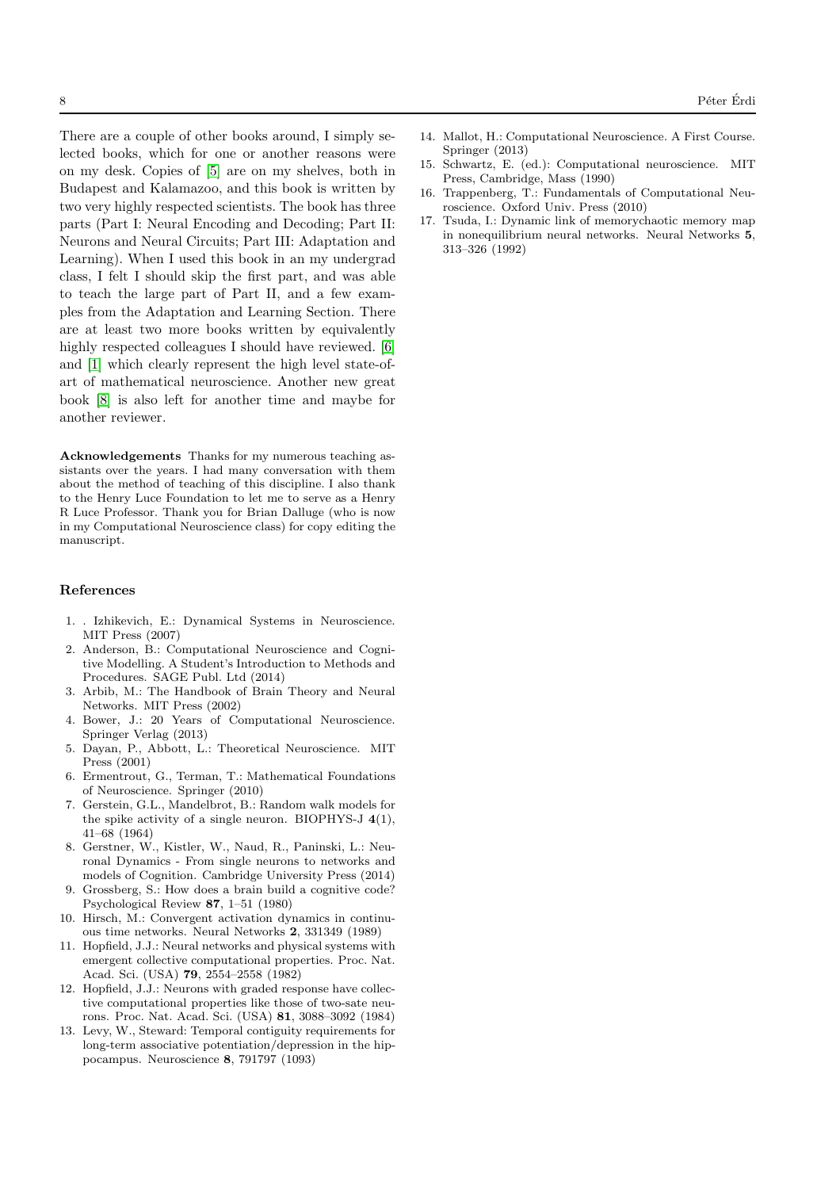There are a couple of other books around, I simply selected books, which for one or another reasons were on my desk. Copies of [5] are on my shelves, both in Budapest and Kalamazoo, and this book is written by two very highly respected scientists. The book has three parts (Part I: Neural Encoding and Decoding; Part II: Neurons and Neural Circuits; Part III: Adaptation and Learning). When I used this book in an my undergrad class, I felt I should skip the first part, and was able to teach the large part of Part II, and a few examples from the Adaptation and Learning Section. There are at least two more books written by equivalently highly respected colleagues I should have reviewed. [6] and [1] which clearly represent the high level state-of-art of mathematical neuroscience. Another new great book [8] is also left for another time and maybe for another reviewer.

**Acknowledgements** Thanks for my numerous teaching assistants over the years. I had many conversation with them about the method of teaching of this discipline. I also thank to the Henry Luce Foundation to let me to serve as a Henry R Luce Professor. Thank you for Brian Dalluge (who is now in my Computational Neuroscience class) for copy editing the manuscript.

## References

1. . Izhikevich, E.: Dynamical Systems in Neuroscience. MIT Press (2007)
2. Anderson, B.: Computational Neuroscience and Cognitive Modelling. A Student's Introduction to Methods and Procedures. SAGE Publ. Ltd (2014)
3. Arbib, M.: The Handbook of Brain Theory and Neural Networks. MIT Press (2002)
4. Bower, J.: 20 Years of Computational Neuroscience. Springer Verlag (2013)
5. Dayan, P., Abbott, L.: Theoretical Neuroscience. MIT Press (2001)
6. Ermentrout, G., Terman, T.: Mathematical Foundations of Neuroscience. Springer (2010)
7. Gerstein, G.L., Mandelbrot, B.: Random walk models for the spike activity of a single neuron. BIOPHYS-J **4**(1), 41–68 (1964)
8. Gerstner, W., Kistler, W., Naud, R., Paninski, L.: Neuronal Dynamics - From single neurons to networks and models of Cognition. Cambridge University Press (2014)
9. Grossberg, S.: How does a brain build a cognitive code? Psychological Review **87**, 1–51 (1980)
10. Hirsch, M.: Convergent activation dynamics in continuous time networks. Neural Networks **2**, 331349 (1989)
11. Hopfield, J.J.: Neural networks and physical systems with emergent collective computational properties. Proc. Nat. Acad. Sci. (USA) **79**, 2554–2558 (1982)
12. Hopfield, J.J.: Neurons with graded response have collective computational properties like those of two-sate neurons. Proc. Nat. Acad. Sci. (USA) **81**, 3088–3092 (1984)
13. Levy, W., Steward: Temporal contiguity requirements for long-term associative potentiation/depression in the hippocampus. Neuroscience **8**, 791797 (1093)
14. Mallot, H.: Computational Neuroscience. A First Course. Springer (2013)
15. Schwartz, E. (ed.): Computational neuroscience. MIT Press, Cambridge, Mass (1990)
16. Trappenberg, T.: Fundamentals of Computational Neuroscience. Oxford Univ. Press (2010)
17. Tsuda, I.: Dynamic link of memorychaotic memory map in nonequilibrium neural networks. Neural Networks **5**, 313–326 (1992)